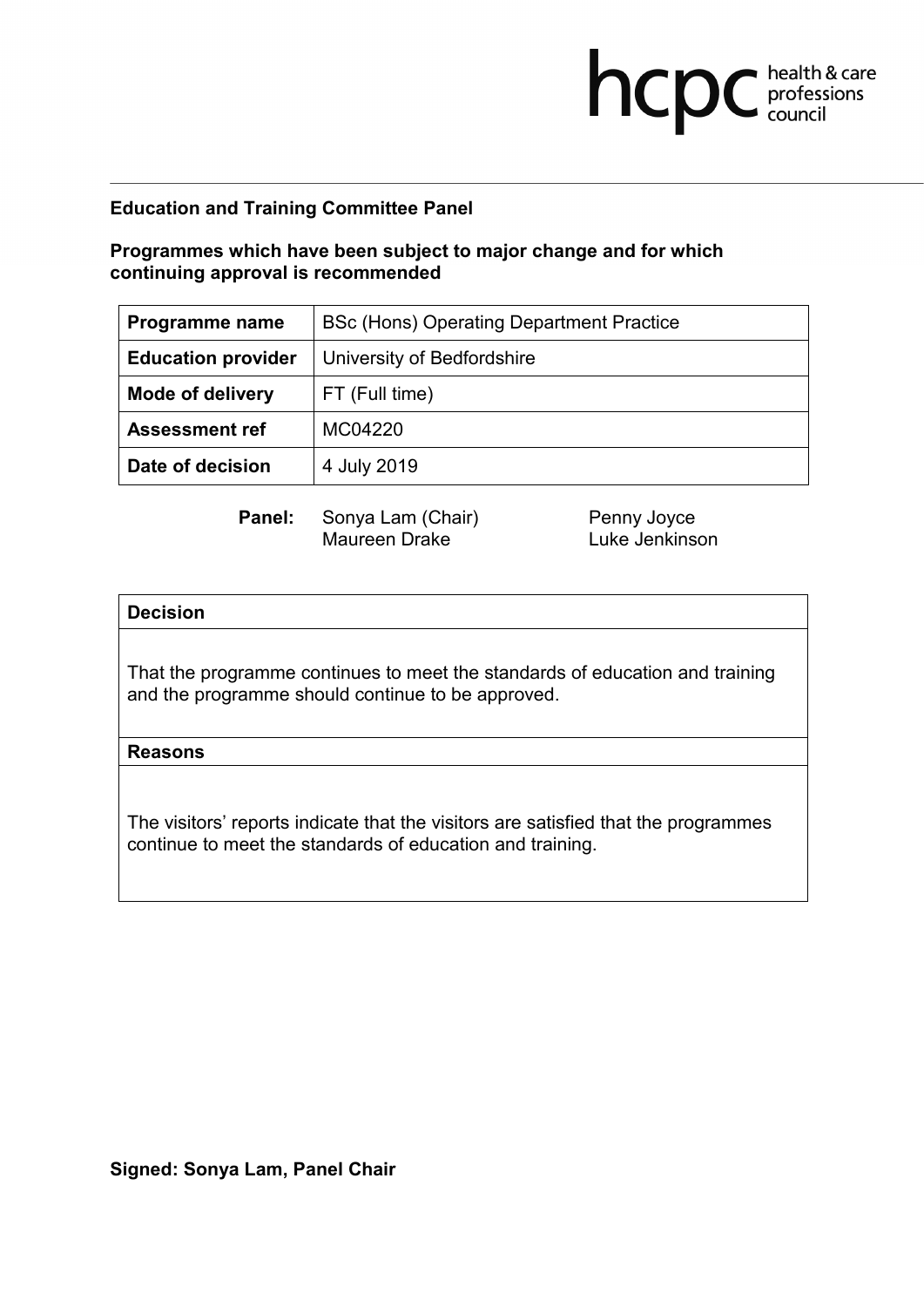**Education and Training Committee Panel**

**Programmes which have been subject to major change and for which continuing approval is recommended**

| **Programme name** | BSc (Hons) Operating Department Practice |
|---|---|
| **Education provider** | University of Bedfordshire |
| **Mode of delivery** | FT (Full time) |
| **Assessment ref** | MC04220 |
| **Date of decision** | 4 July 2019 |

**Panel:** Sonya Lam (Chair), Maureen Drake, Penny Joyce, Luke Jenkinson

| **Decision** |
|---|
| That the programme continues to meet the standards of education and training and the programme should continue to be approved. |
| **Reasons** |
| The visitors' reports indicate that the visitors are satisfied that the programmes continue to meet the standards of education and training. |

**Signed: Sonya Lam, Panel Chair**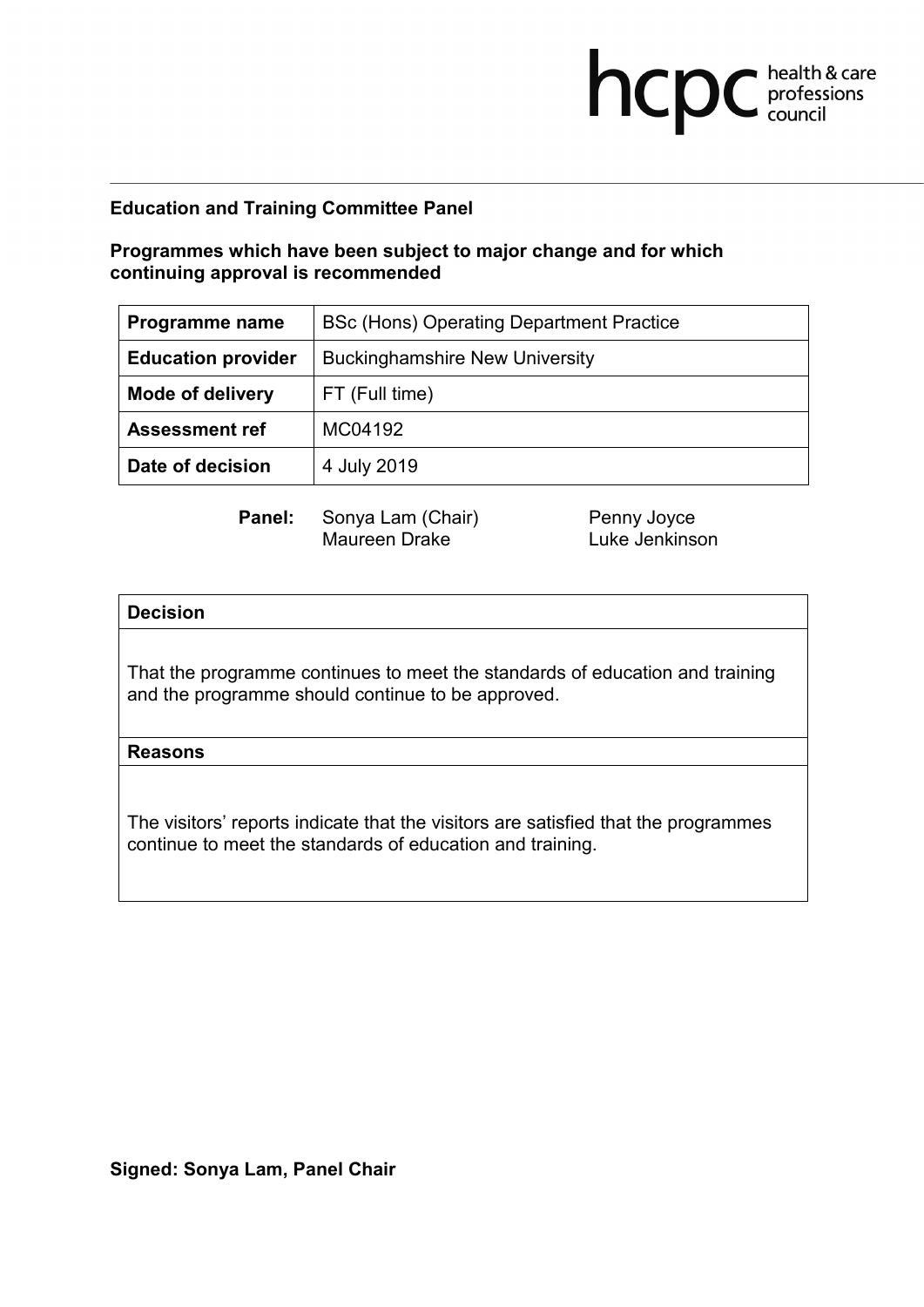**Education and Training Committee Panel**

**Programmes which have been subject to major change and for which continuing approval is recommended**

| **Programme name** | BSc (Hons) Operating Department Practice |
|---|---|
| **Education provider** | Buckinghamshire New University |
| **Mode of delivery** | FT (Full time) |
| **Assessment ref** | MC04192 |
| **Date of decision** | 4 July 2019 |

**Panel:** Sonya Lam (Chair), Penny Joyce, Maureen Drake, Luke Jenkinson

| **Decision** |
|---|
| That the programme continues to meet the standards of education and training and the programme should continue to be approved. |
| **Reasons** |
| The visitors' reports indicate that the visitors are satisfied that the programmes continue to meet the standards of education and training. |

**Signed: Sonya Lam, Panel Chair**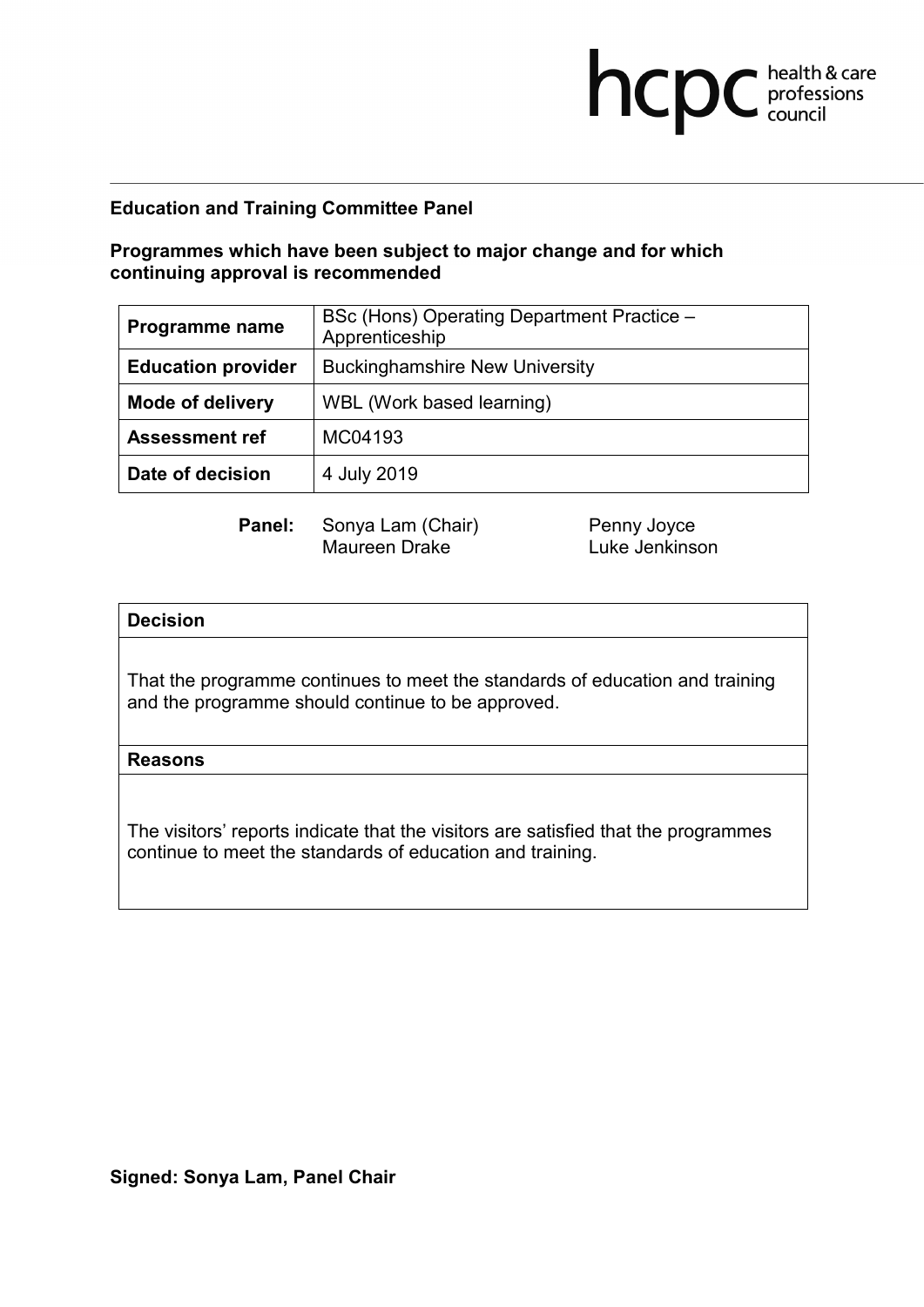**Education and Training Committee Panel**

**Programmes which have been subject to major change and for which continuing approval is recommended**

| **Programme name** | BSc (Hons) Operating Department Practice – Apprenticeship |
|---|---|
| **Education provider** | Buckinghamshire New University |
| **Mode of delivery** | WBL (Work based learning) |
| **Assessment ref** | MC04193 |
| **Date of decision** | 4 July 2019 |

**Panel:** Sonya Lam (Chair), Maureen Drake, Penny Joyce, Luke Jenkinson

| **Decision** |
|---|
| That the programme continues to meet the standards of education and training and the programme should continue to be approved. |
| **Reasons** |
| The visitors' reports indicate that the visitors are satisfied that the programmes continue to meet the standards of education and training. |

**Signed: Sonya Lam, Panel Chair**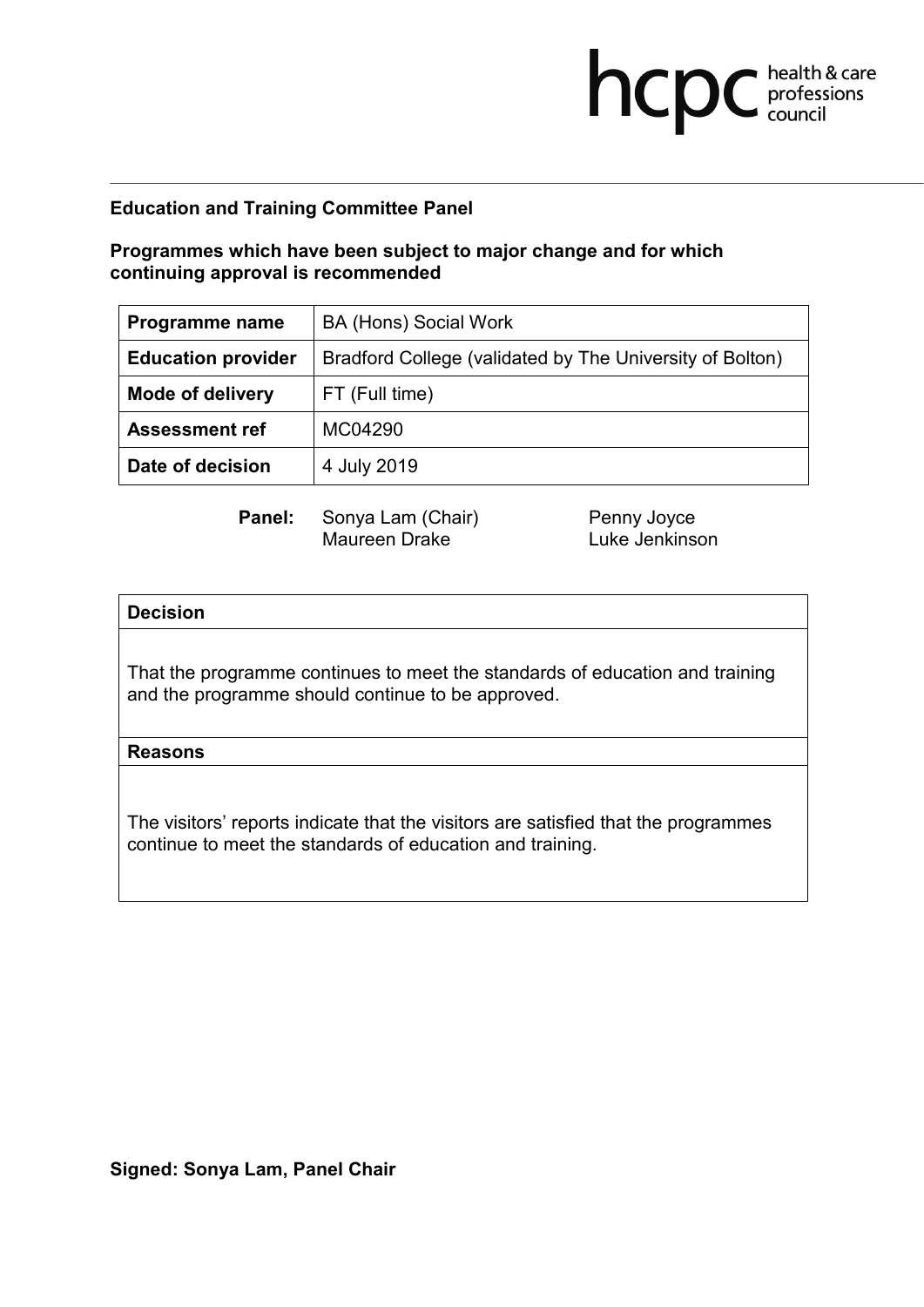**Education and Training Committee Panel**

**Programmes which have been subject to major change and for which continuing approval is recommended**

| **Programme name** | BA (Hons) Social Work |
|---|---|
| **Education provider** | Bradford College (validated by The University of Bolton) |
| **Mode of delivery** | FT (Full time) |
| **Assessment ref** | MC04290 |
| **Date of decision** | 4 July 2019 |

**Panel:** Sonya Lam (Chair), Penny Joyce, Maureen Drake, Luke Jenkinson

| **Decision** |
|---|
| That the programme continues to meet the standards of education and training and the programme should continue to be approved. |
| **Reasons** |
| The visitors' reports indicate that the visitors are satisfied that the programmes continue to meet the standards of education and training. |

**Signed: Sonya Lam, Panel Chair**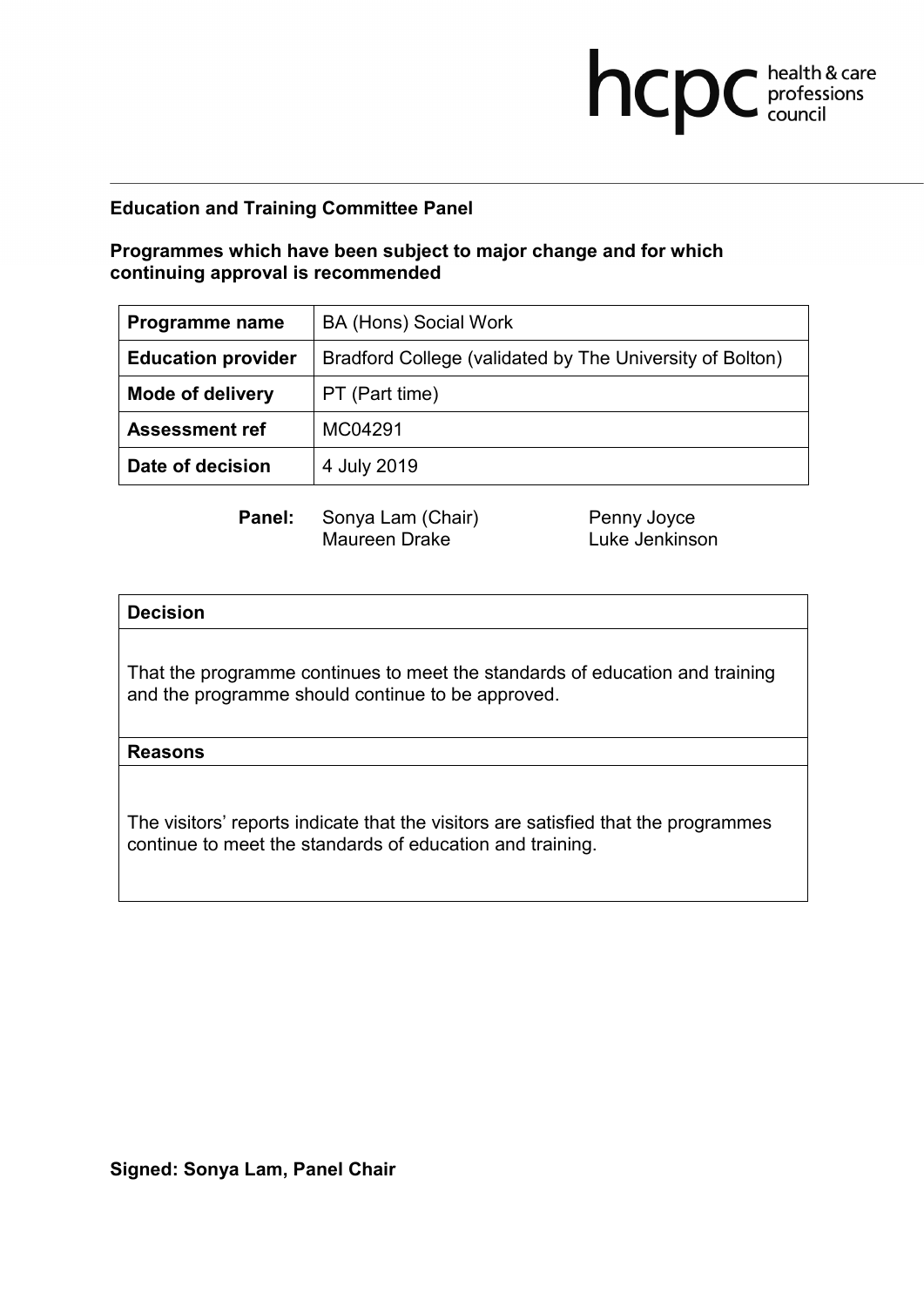**Education and Training Committee Panel**

**Programmes which have been subject to major change and for which continuing approval is recommended**

| **Programme name** | BA (Hons) Social Work |
|---|---|
| **Education provider** | Bradford College (validated by The University of Bolton) |
| **Mode of delivery** | PT (Part time) |
| **Assessment ref** | MC04291 |
| **Date of decision** | 4 July 2019 |

**Panel:** Sonya Lam (Chair), Maureen Drake, Penny Joyce, Luke Jenkinson

| **Decision** |
|---|
| That the programme continues to meet the standards of education and training and the programme should continue to be approved. |
| **Reasons** |
| The visitors' reports indicate that the visitors are satisfied that the programmes continue to meet the standards of education and training. |

**Signed: Sonya Lam, Panel Chair**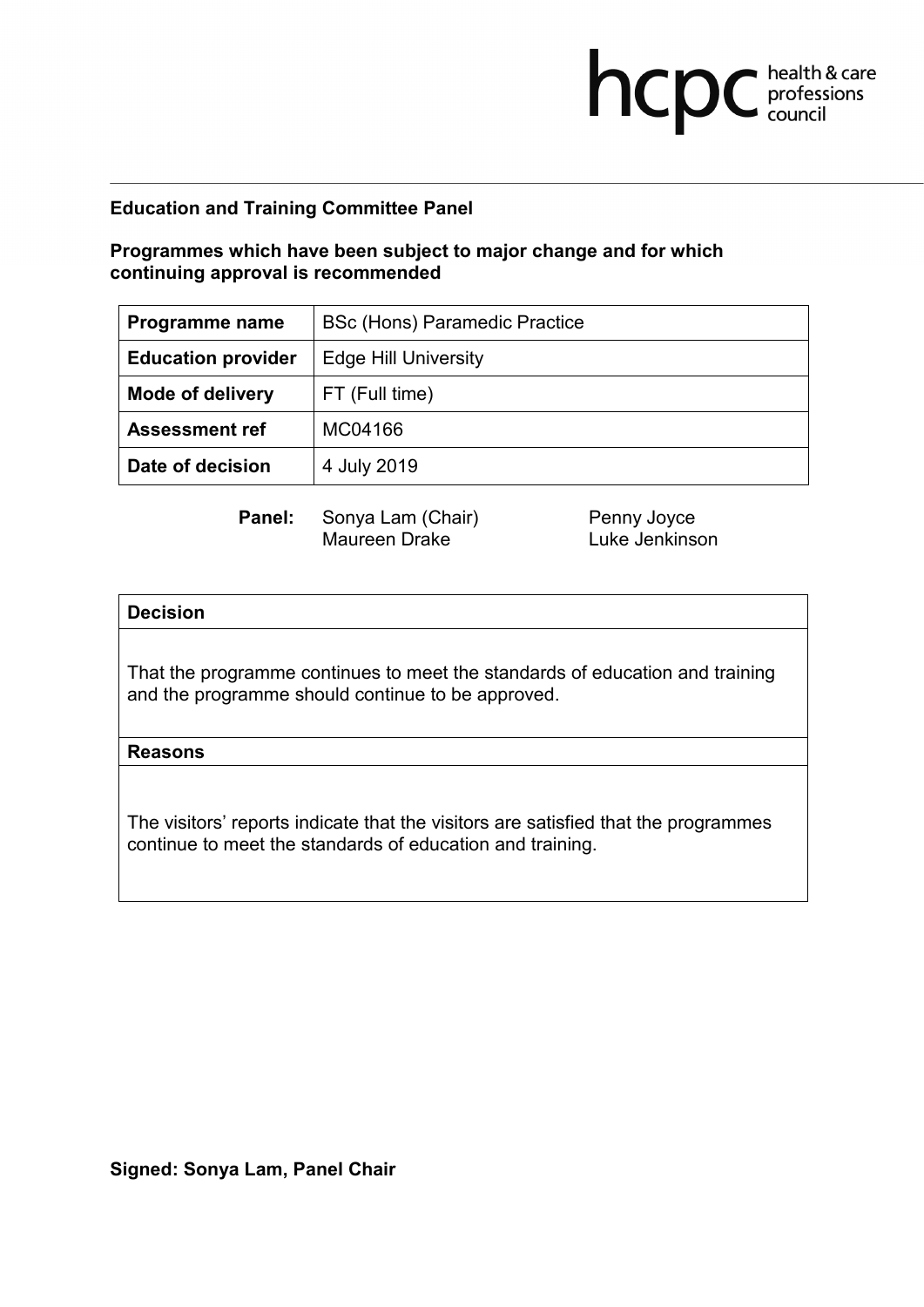**Education and Training Committee Panel**

**Programmes which have been subject to major change and for which continuing approval is recommended**

| **Programme name** | BSc (Hons) Paramedic Practice |
| --- | --- |
| **Education provider** | Edge Hill University |
| **Mode of delivery** | FT (Full time) |
| **Assessment ref** | MC04166 |
| **Date of decision** | 4 July 2019 |

**Panel:** Sonya Lam (Chair), Maureen Drake, Penny Joyce, Luke Jenkinson

| **Decision** |
| --- |
| That the programme continues to meet the standards of education and training and the programme should continue to be approved. |
| **Reasons** |
| The visitors' reports indicate that the visitors are satisfied that the programmes continue to meet the standards of education and training. |

**Signed: Sonya Lam, Panel Chair**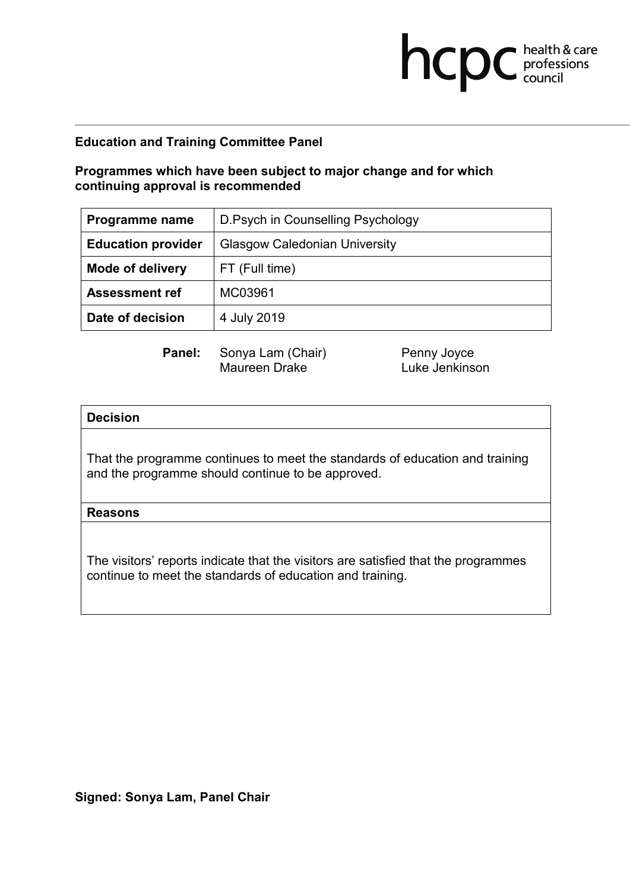**Education and Training Committee Panel**

**Programmes which have been subject to major change and for which continuing approval is recommended**

| **Programme name** | D.Psych in Counselling Psychology |
|---|---|
| **Education provider** | Glasgow Caledonian University |
| **Mode of delivery** | FT (Full time) |
| **Assessment ref** | MC03961 |
| **Date of decision** | 4 July 2019 |

**Panel:** Sonya Lam (Chair), Maureen Drake, Penny Joyce, Luke Jenkinson

**Decision**

That the programme continues to meet the standards of education and training and the programme should continue to be approved.

**Reasons**

The visitors' reports indicate that the visitors are satisfied that the programmes continue to meet the standards of education and training.

**Signed: Sonya Lam, Panel Chair**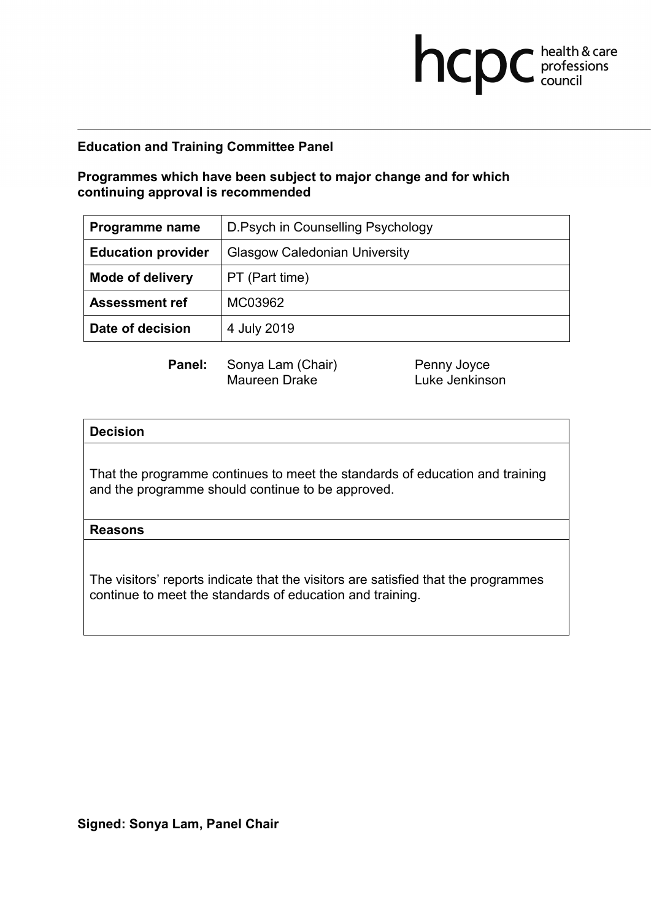**Education and Training Committee Panel**

**Programmes which have been subject to major change and for which continuing approval is recommended**

| **Programme name** | D.Psych in Counselling Psychology |
|---|---|
| **Education provider** | Glasgow Caledonian University |
| **Mode of delivery** | PT (Part time) |
| **Assessment ref** | MC03962 |
| **Date of decision** | 4 July 2019 |

**Panel:** Sonya Lam (Chair), Maureen Drake, Penny Joyce, Luke Jenkinson

| **Decision** |
|---|
| That the programme continues to meet the standards of education and training and the programme should continue to be approved. |
| **Reasons** |
| The visitors' reports indicate that the visitors are satisfied that the programmes continue to meet the standards of education and training. |

**Signed: Sonya Lam, Panel Chair**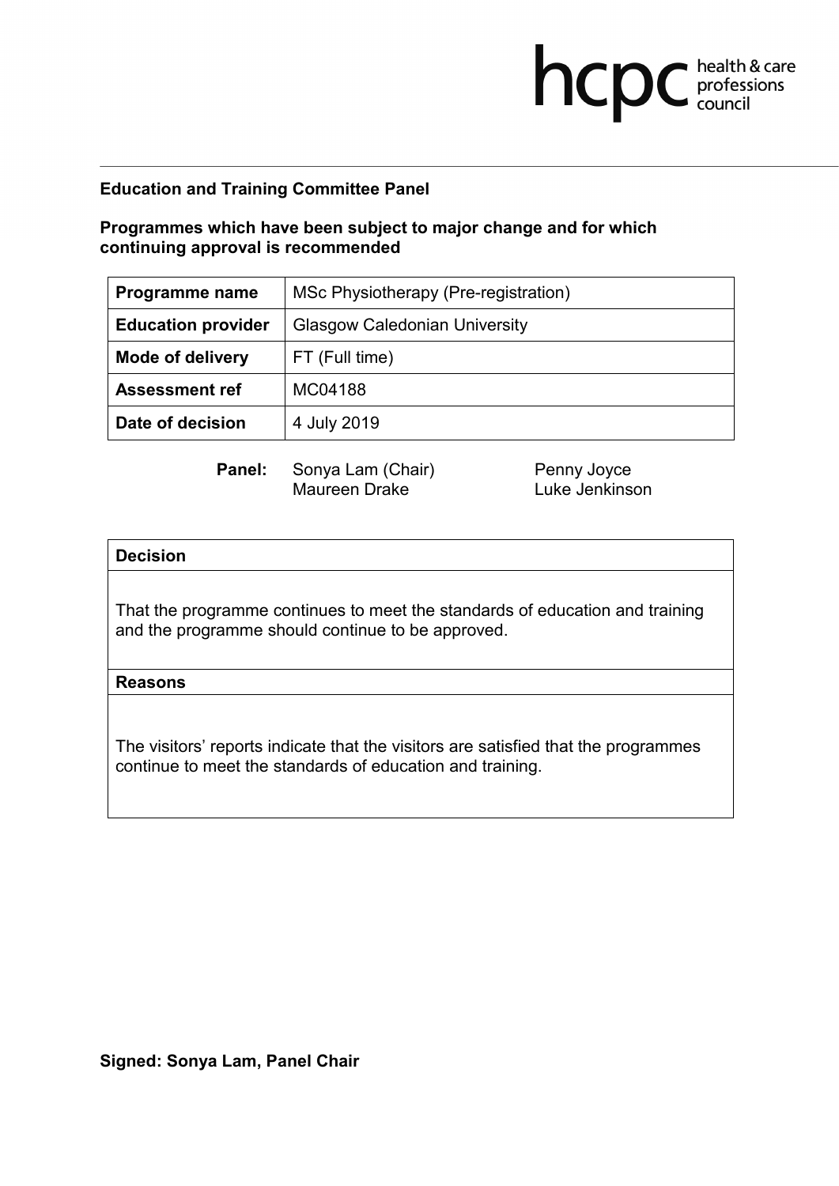**Education and Training Committee Panel**

**Programmes which have been subject to major change and for which continuing approval is recommended**

| **Programme name** | MSc Physiotherapy (Pre-registration) |
|---|---|
| **Education provider** | Glasgow Caledonian University |
| **Mode of delivery** | FT (Full time) |
| **Assessment ref** | MC04188 |
| **Date of decision** | 4 July 2019 |

**Panel:** Sonya Lam (Chair), Maureen Drake, Penny Joyce, Luke Jenkinson

| **Decision** |
|---|
| That the programme continues to meet the standards of education and training and the programme should continue to be approved. |
| **Reasons** |
| The visitors' reports indicate that the visitors are satisfied that the programmes continue to meet the standards of education and training. |

**Signed: Sonya Lam, Panel Chair**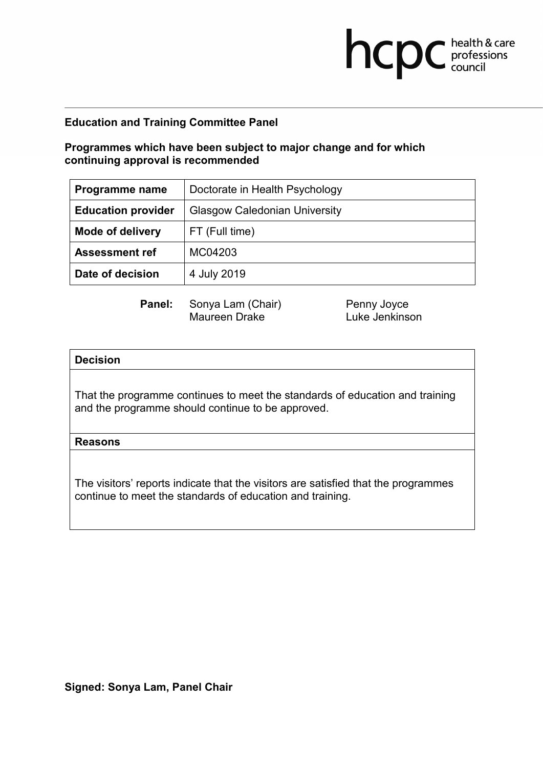**Education and Training Committee Panel**

**Programmes which have been subject to major change and for which continuing approval is recommended**

| **Programme name** | Doctorate in Health Psychology |
|---|---|
| **Education provider** | Glasgow Caledonian University |
| **Mode of delivery** | FT (Full time) |
| **Assessment ref** | MC04203 |
| **Date of decision** | 4 July 2019 |

**Panel:** Sonya Lam (Chair), Maureen Drake, Penny Joyce, Luke Jenkinson

| **Decision** |
|---|
| That the programme continues to meet the standards of education and training and the programme should continue to be approved. |
| **Reasons** |
| The visitors' reports indicate that the visitors are satisfied that the programmes continue to meet the standards of education and training. |

**Signed: Sonya Lam, Panel Chair**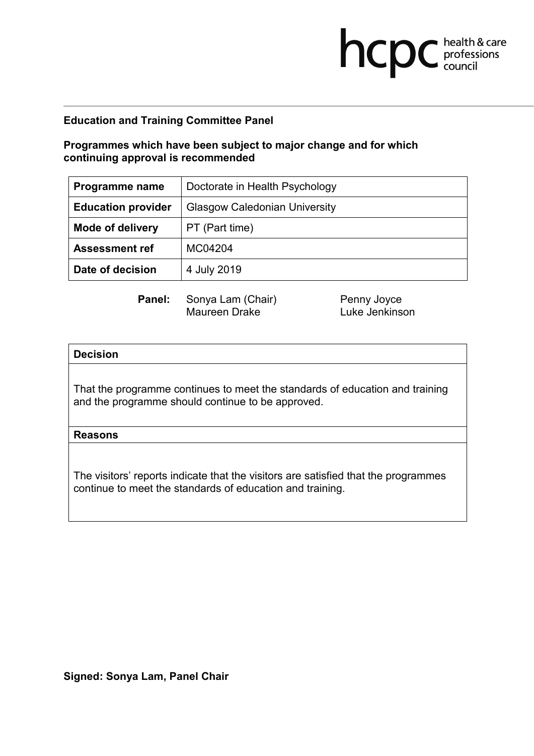**Education and Training Committee Panel**

**Programmes which have been subject to major change and for which continuing approval is recommended**

| **Programme name** | Doctorate in Health Psychology |
|---|---|
| **Education provider** | Glasgow Caledonian University |
| **Mode of delivery** | PT (Part time) |
| **Assessment ref** | MC04204 |
| **Date of decision** | 4 July 2019 |

**Panel:** Sonya Lam (Chair), Maureen Drake, Penny Joyce, Luke Jenkinson

| **Decision** |
|---|
| That the programme continues to meet the standards of education and training and the programme should continue to be approved. |
| **Reasons** |
| The visitors' reports indicate that the visitors are satisfied that the programmes continue to meet the standards of education and training. |

**Signed: Sonya Lam, Panel Chair**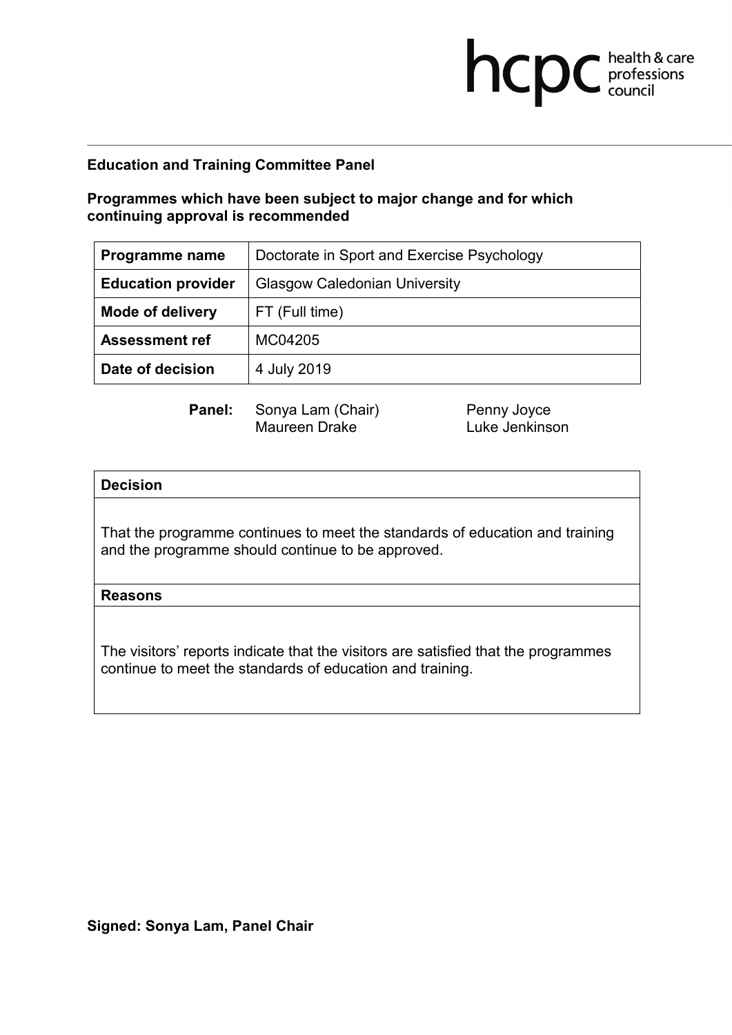**Education and Training Committee Panel**

**Programmes which have been subject to major change and for which continuing approval is recommended**

| **Programme name** | Doctorate in Sport and Exercise Psychology |
|---|---|
| **Education provider** | Glasgow Caledonian University |
| **Mode of delivery** | FT (Full time) |
| **Assessment ref** | MC04205 |
| **Date of decision** | 4 July 2019 |

**Panel:** Sonya Lam (Chair), Maureen Drake, Penny Joyce, Luke Jenkinson

| **Decision** |
|---|
| That the programme continues to meet the standards of education and training and the programme should continue to be approved. |
| **Reasons** |
| The visitors' reports indicate that the visitors are satisfied that the programmes continue to meet the standards of education and training. |

**Signed: Sonya Lam, Panel Chair**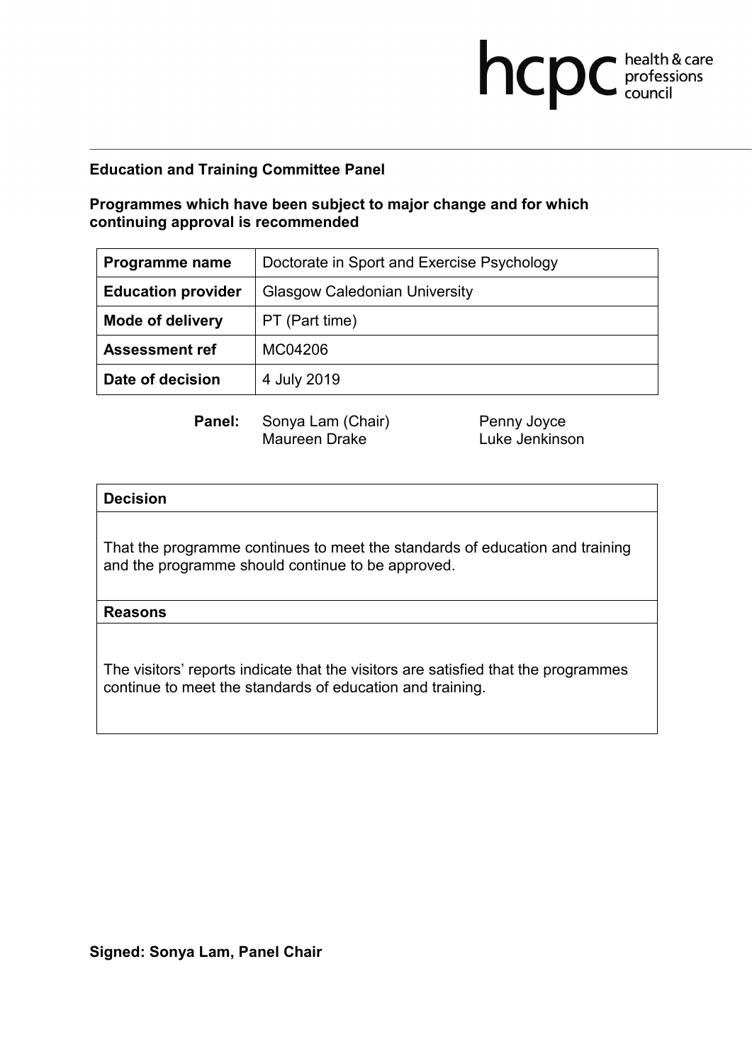**Education and Training Committee Panel**

**Programmes which have been subject to major change and for which continuing approval is recommended**

| **Programme name** | Doctorate in Sport and Exercise Psychology |
|---|---|
| **Education provider** | Glasgow Caledonian University |
| **Mode of delivery** | PT (Part time) |
| **Assessment ref** | MC04206 |
| **Date of decision** | 4 July 2019 |

**Panel:** Sonya Lam (Chair), Maureen Drake, Penny Joyce, Luke Jenkinson

| **Decision** |
|---|
| That the programme continues to meet the standards of education and training and the programme should continue to be approved. |
| **Reasons** |
| The visitors' reports indicate that the visitors are satisfied that the programmes continue to meet the standards of education and training. |

**Signed: Sonya Lam, Panel Chair**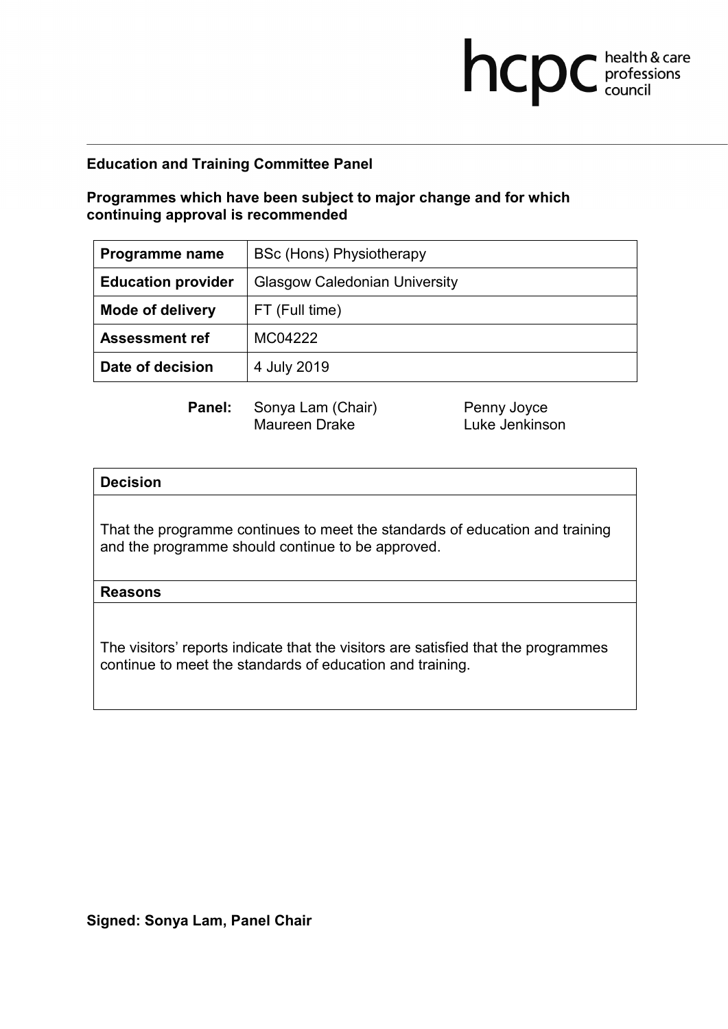**Education and Training Committee Panel**

**Programmes which have been subject to major change and for which continuing approval is recommended**

| **Programme name** | BSc (Hons) Physiotherapy |
|---|---|
| **Education provider** | Glasgow Caledonian University |
| **Mode of delivery** | FT (Full time) |
| **Assessment ref** | MC04222 |
| **Date of decision** | 4 July 2019 |

**Panel:** Sonya Lam (Chair), Maureen Drake, Penny Joyce, Luke Jenkinson

| **Decision** |
|---|
| That the programme continues to meet the standards of education and training and the programme should continue to be approved. |
| **Reasons** |
| The visitors' reports indicate that the visitors are satisfied that the programmes continue to meet the standards of education and training. |

**Signed: Sonya Lam, Panel Chair**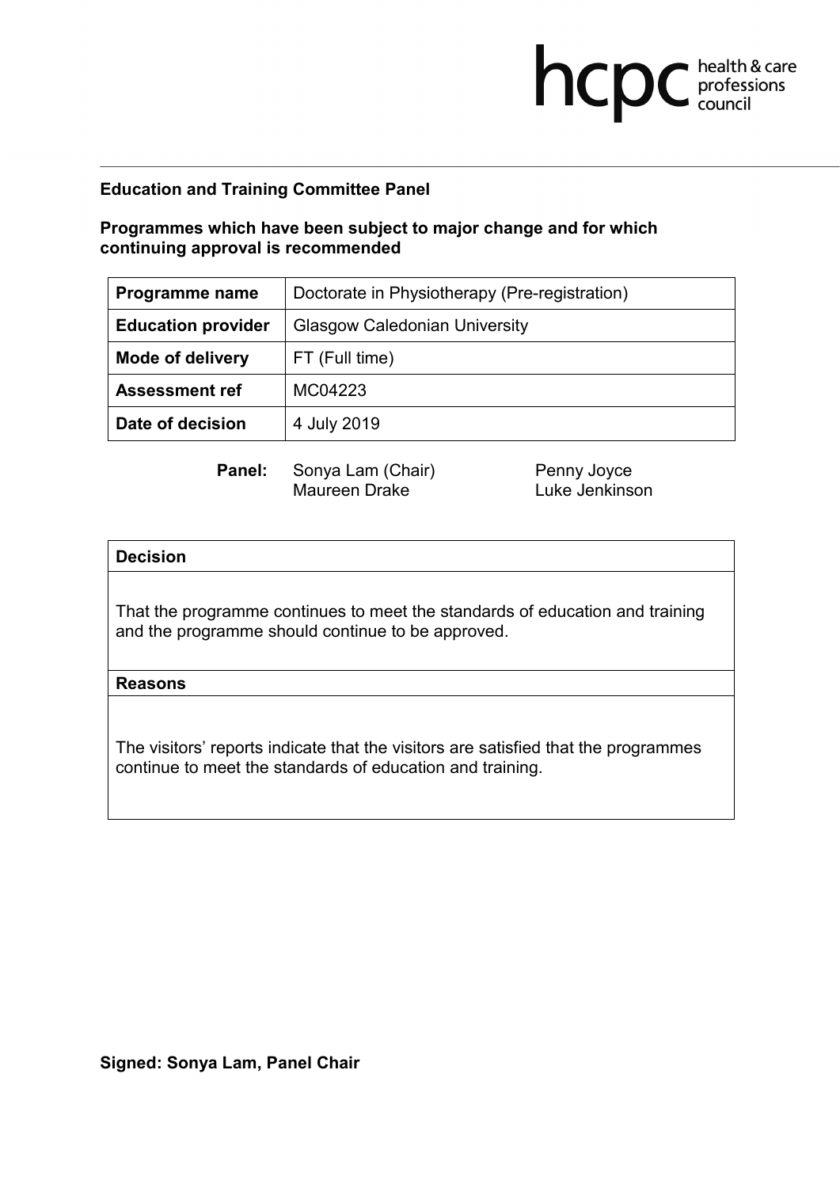**Education and Training Committee Panel**

**Programmes which have been subject to major change and for which continuing approval is recommended**

| **Programme name** | Doctorate in Physiotherapy (Pre-registration) |
|---|---|
| **Education provider** | Glasgow Caledonian University |
| **Mode of delivery** | FT (Full time) |
| **Assessment ref** | MC04223 |
| **Date of decision** | 4 July 2019 |

**Panel:** Sonya Lam (Chair), Maureen Drake, Penny Joyce, Luke Jenkinson

| **Decision** |
|---|
| That the programme continues to meet the standards of education and training and the programme should continue to be approved. |
| **Reasons** |
| The visitors' reports indicate that the visitors are satisfied that the programmes continue to meet the standards of education and training. |

**Signed: Sonya Lam, Panel Chair**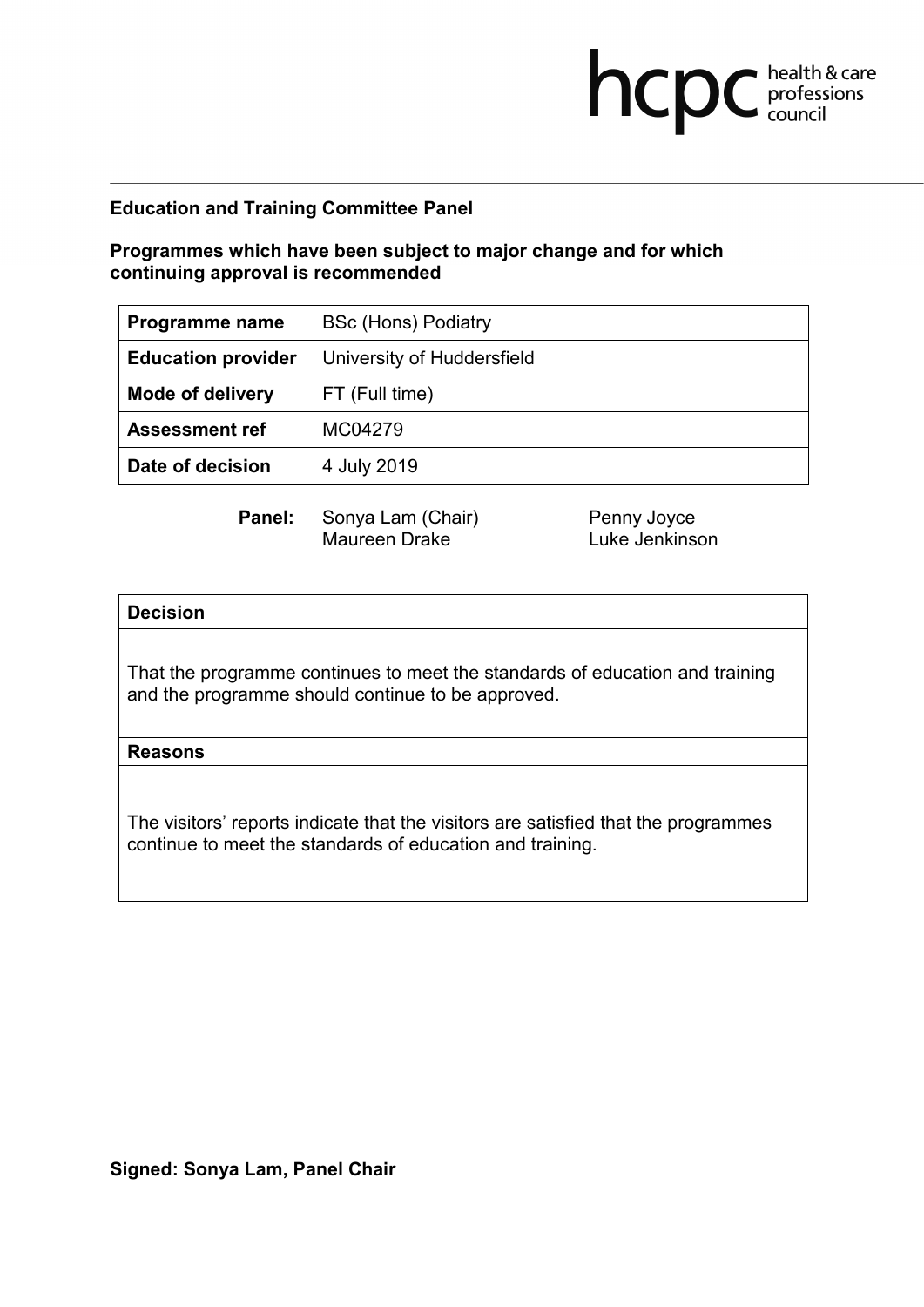**Education and Training Committee Panel**

**Programmes which have been subject to major change and for which continuing approval is recommended**

| **Programme name** | BSc (Hons) Podiatry |
|---|---|
| **Education provider** | University of Huddersfield |
| **Mode of delivery** | FT (Full time) |
| **Assessment ref** | MC04279 |
| **Date of decision** | 4 July 2019 |

**Panel:** Sonya Lam (Chair), Maureen Drake, Penny Joyce, Luke Jenkinson

| **Decision** |
|---|
| That the programme continues to meet the standards of education and training and the programme should continue to be approved. |
| **Reasons** |
| The visitors' reports indicate that the visitors are satisfied that the programmes continue to meet the standards of education and training. |

**Signed: Sonya Lam, Panel Chair**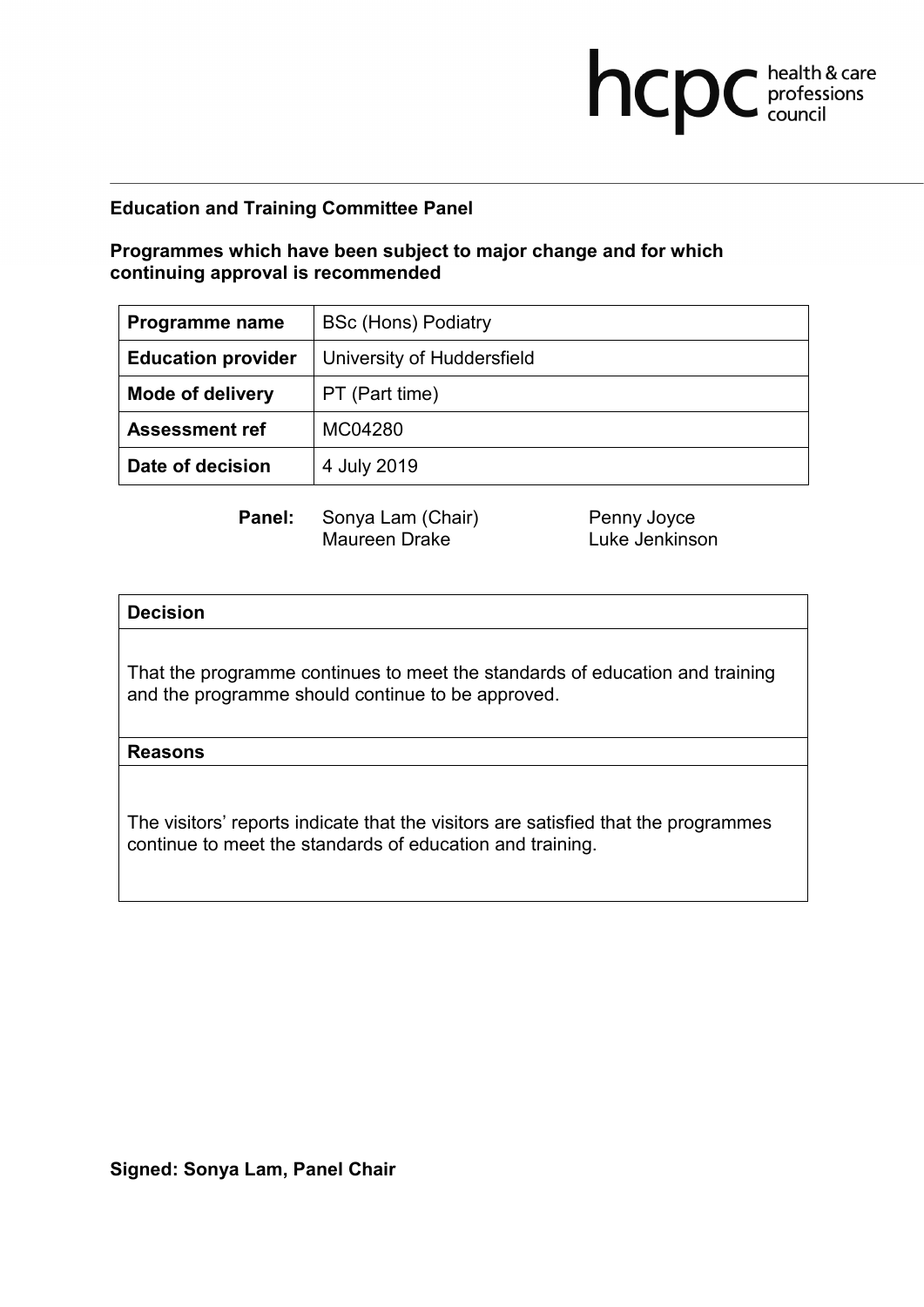**Education and Training Committee Panel**

**Programmes which have been subject to major change and for which continuing approval is recommended**

| **Programme name** | BSc (Hons) Podiatry |
|---|---|
| **Education provider** | University of Huddersfield |
| **Mode of delivery** | PT (Part time) |
| **Assessment ref** | MC04280 |
| **Date of decision** | 4 July 2019 |

**Panel:** Sonya Lam (Chair), Maureen Drake, Penny Joyce, Luke Jenkinson

| **Decision** |
|---|
| That the programme continues to meet the standards of education and training and the programme should continue to be approved. |
| **Reasons** |
| The visitors' reports indicate that the visitors are satisfied that the programmes continue to meet the standards of education and training. |

**Signed: Sonya Lam, Panel Chair**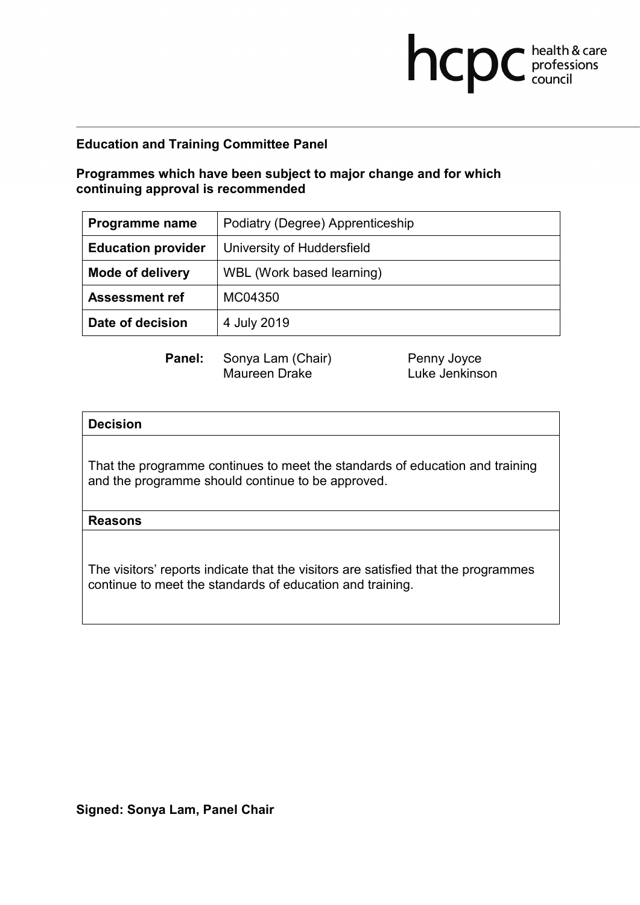**Education and Training Committee Panel**

**Programmes which have been subject to major change and for which continuing approval is recommended**

| **Programme name** | Podiatry (Degree) Apprenticeship |
|---|---|
| **Education provider** | University of Huddersfield |
| **Mode of delivery** | WBL (Work based learning) |
| **Assessment ref** | MC04350 |
| **Date of decision** | 4 July 2019 |

**Panel:** Sonya Lam (Chair), Maureen Drake, Penny Joyce, Luke Jenkinson

| **Decision** |
|---|
| That the programme continues to meet the standards of education and training and the programme should continue to be approved. |
| **Reasons** |
| The visitors' reports indicate that the visitors are satisfied that the programmes continue to meet the standards of education and training. |

**Signed: Sonya Lam, Panel Chair**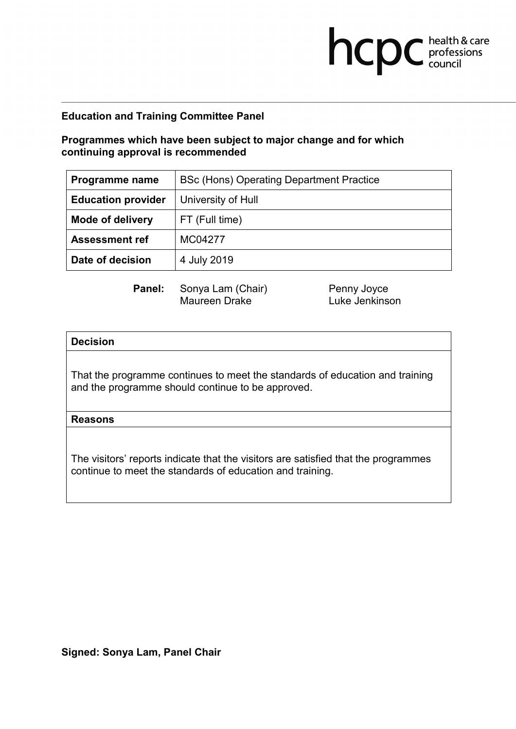**Education and Training Committee Panel**

**Programmes which have been subject to major change and for which continuing approval is recommended**

| **Programme name** | BSc (Hons) Operating Department Practice |
|---|---|
| **Education provider** | University of Hull |
| **Mode of delivery** | FT (Full time) |
| **Assessment ref** | MC04277 |
| **Date of decision** | 4 July 2019 |

**Panel:** Sonya Lam (Chair), Maureen Drake, Penny Joyce, Luke Jenkinson

| **Decision** |
|---|
| That the programme continues to meet the standards of education and training and the programme should continue to be approved. |
| **Reasons** |
| The visitors' reports indicate that the visitors are satisfied that the programmes continue to meet the standards of education and training. |

**Signed: Sonya Lam, Panel Chair**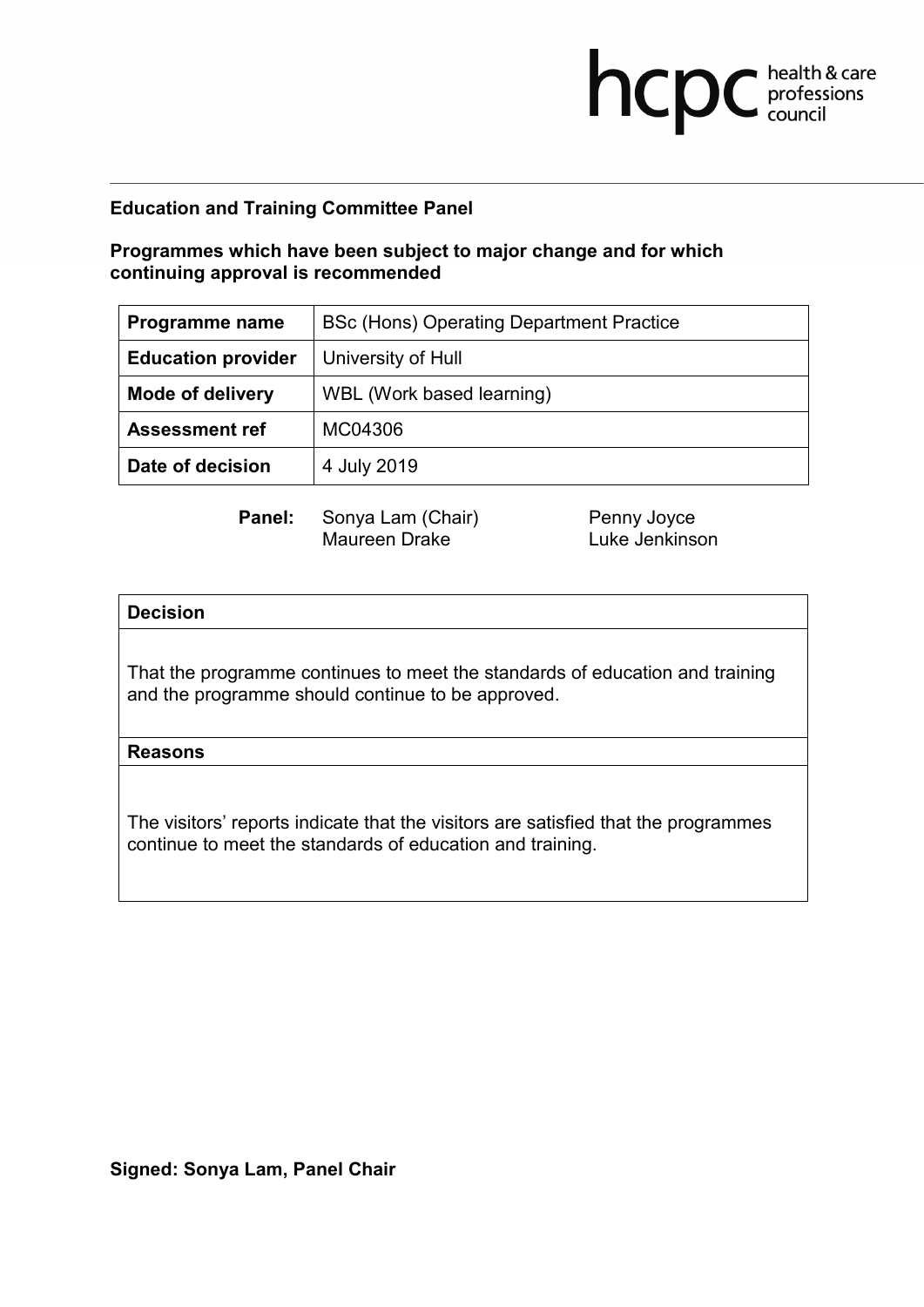**Education and Training Committee Panel**

**Programmes which have been subject to major change and for which continuing approval is recommended**

| **Programme name** | BSc (Hons) Operating Department Practice |
|---|---|
| **Education provider** | University of Hull |
| **Mode of delivery** | WBL (Work based learning) |
| **Assessment ref** | MC04306 |
| **Date of decision** | 4 July 2019 |

**Panel:** Sonya Lam (Chair), Maureen Drake, Penny Joyce, Luke Jenkinson

| **Decision** |
|---|
| That the programme continues to meet the standards of education and training and the programme should continue to be approved. |
| **Reasons** |
| The visitors' reports indicate that the visitors are satisfied that the programmes continue to meet the standards of education and training. |

**Signed: Sonya Lam, Panel Chair**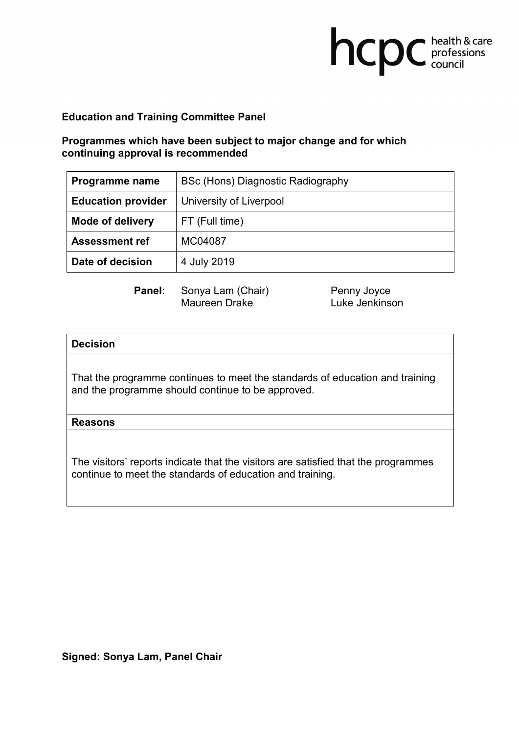**Education and Training Committee Panel**

**Programmes which have been subject to major change and for which continuing approval is recommended**

| **Programme name** | BSc (Hons) Diagnostic Radiography |
|---|---|
| **Education provider** | University of Liverpool |
| **Mode of delivery** | FT (Full time) |
| **Assessment ref** | MC04087 |
| **Date of decision** | 4 July 2019 |

**Panel:** Sonya Lam (Chair), Penny Joyce, Maureen Drake, Luke Jenkinson

| **Decision** |
|---|
| That the programme continues to meet the standards of education and training and the programme should continue to be approved. |
| **Reasons** |
| The visitors' reports indicate that the visitors are satisfied that the programmes continue to meet the standards of education and training. |

**Signed: Sonya Lam, Panel Chair**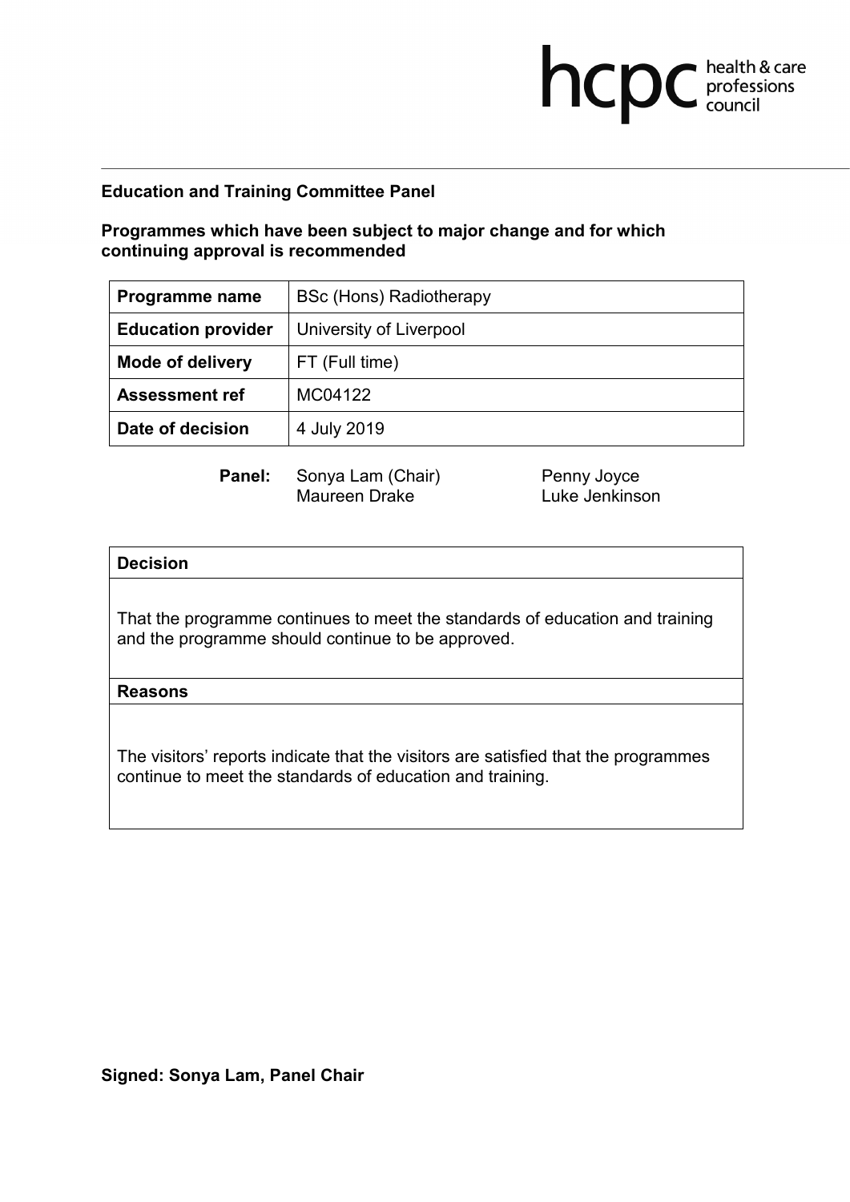**Education and Training Committee Panel**

**Programmes which have been subject to major change and for which continuing approval is recommended**

| **Programme name** | BSc (Hons) Radiotherapy |
|---|---|
| **Education provider** | University of Liverpool |
| **Mode of delivery** | FT (Full time) |
| **Assessment ref** | MC04122 |
| **Date of decision** | 4 July 2019 |

**Panel:** Sonya Lam (Chair), Maureen Drake, Penny Joyce, Luke Jenkinson

| **Decision** |
|---|
| That the programme continues to meet the standards of education and training and the programme should continue to be approved. |
| **Reasons** |
| The visitors' reports indicate that the visitors are satisfied that the programmes continue to meet the standards of education and training. |

**Signed: Sonya Lam, Panel Chair**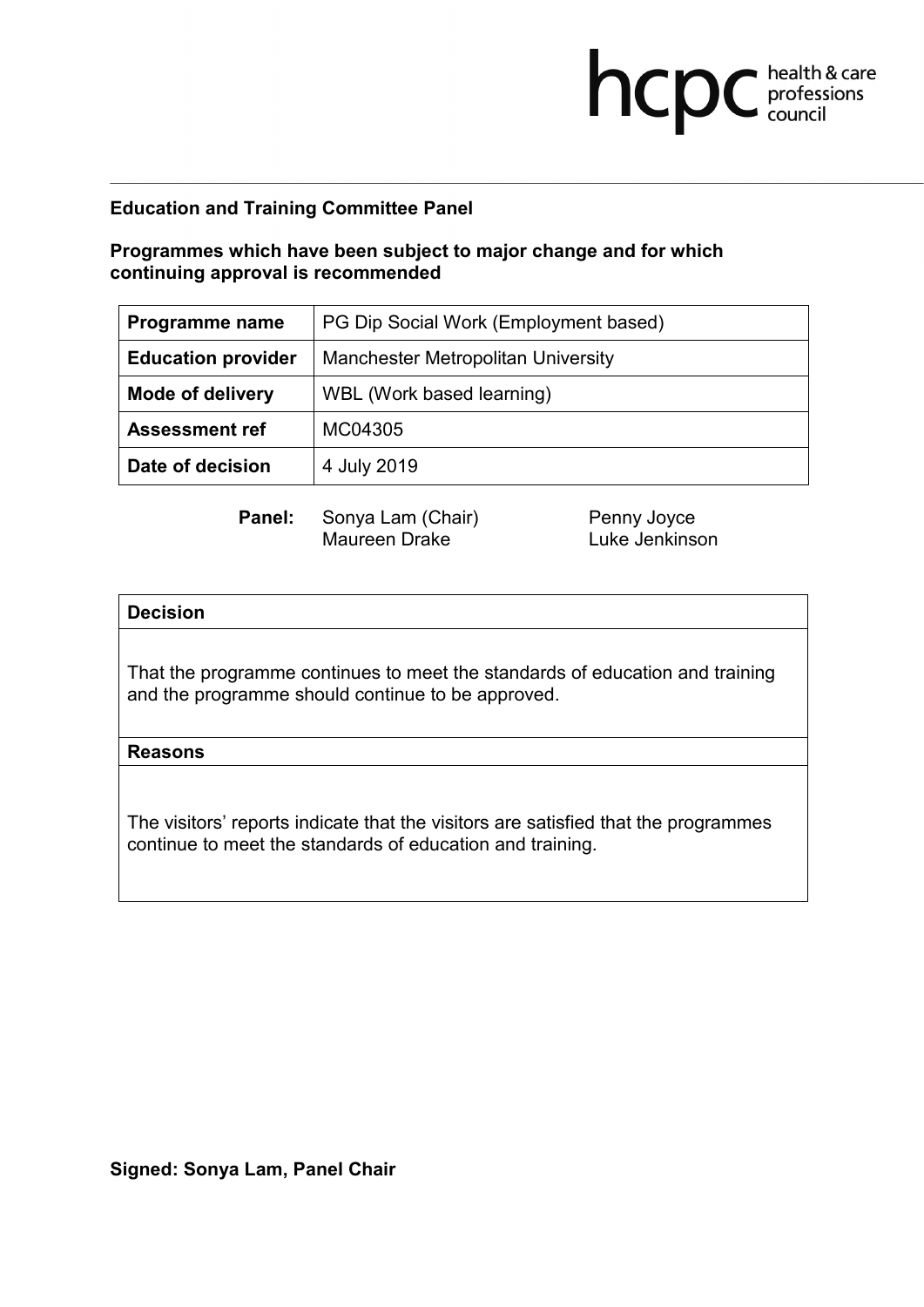**Education and Training Committee Panel**

**Programmes which have been subject to major change and for which continuing approval is recommended**

| **Programme name** | PG Dip Social Work (Employment based) |
|---|---|
| **Education provider** | Manchester Metropolitan University |
| **Mode of delivery** | WBL (Work based learning) |
| **Assessment ref** | MC04305 |
| **Date of decision** | 4 July 2019 |

**Panel:** Sonya Lam (Chair), Maureen Drake, Penny Joyce, Luke Jenkinson

| **Decision** |
|---|
| That the programme continues to meet the standards of education and training and the programme should continue to be approved. |
| **Reasons** |
| The visitors' reports indicate that the visitors are satisfied that the programmes continue to meet the standards of education and training. |

**Signed: Sonya Lam, Panel Chair**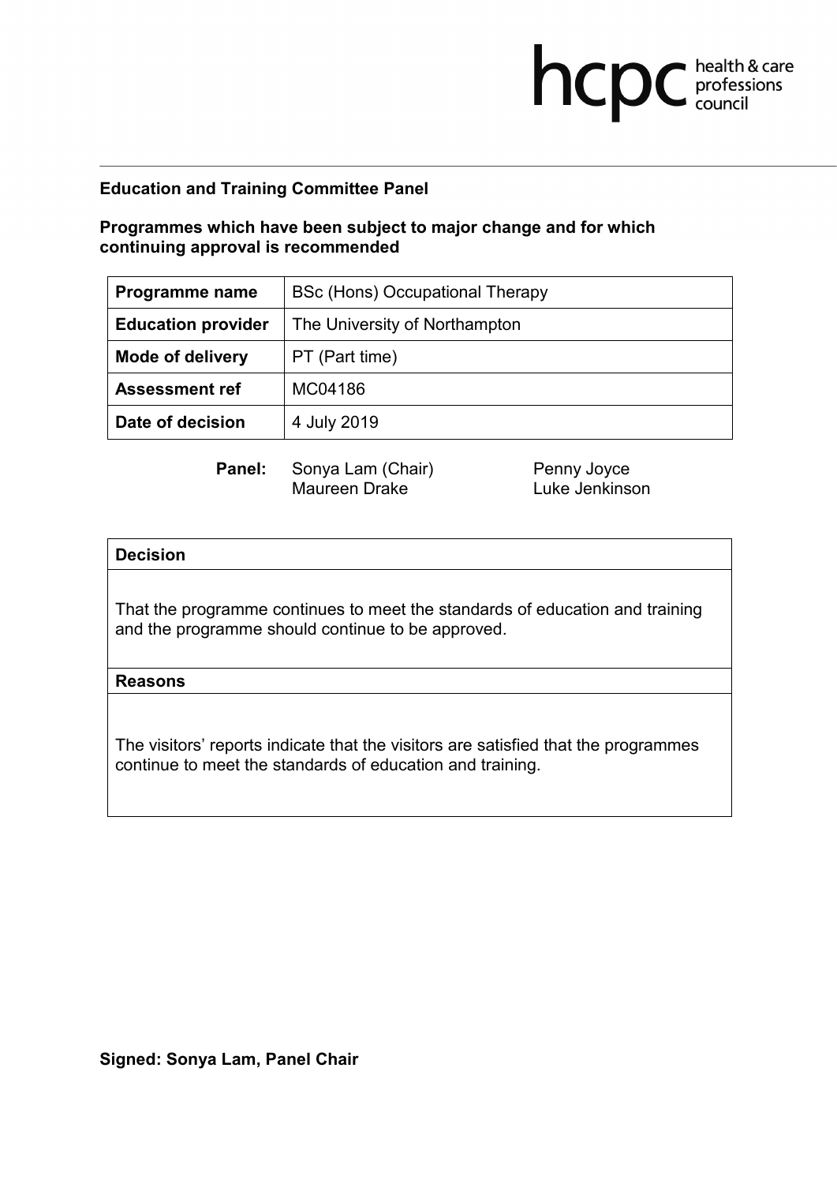hcpc health & care professions council

**Education and Training Committee Panel**

**Programmes which have been subject to major change and for which continuing approval is recommended**

| **Programme name** | BSc (Hons) Occupational Therapy |
|---|---|
| **Education provider** | The University of Northampton |
| **Mode of delivery** | PT (Part time) |
| **Assessment ref** | MC04186 |
| **Date of decision** | 4 July 2019 |

**Panel:** Sonya Lam (Chair), Maureen Drake, Penny Joyce, Luke Jenkinson

| **Decision** |
|---|
| That the programme continues to meet the standards of education and training and the programme should continue to be approved. |
| **Reasons** |
| The visitors' reports indicate that the visitors are satisfied that the programmes continue to meet the standards of education and training. |

**Signed: Sonya Lam, Panel Chair**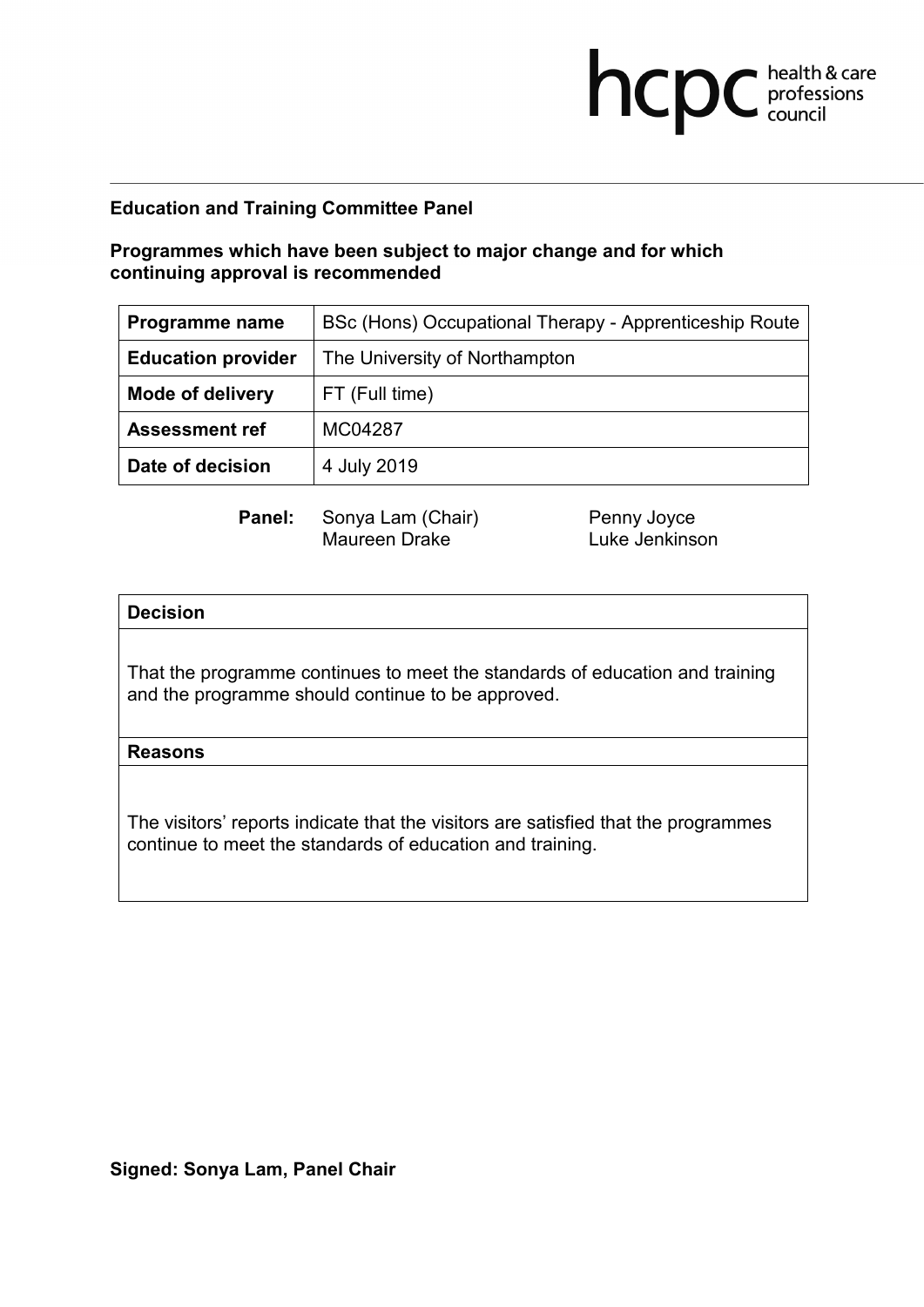**Education and Training Committee Panel**

**Programmes which have been subject to major change and for which continuing approval is recommended**

| **Programme name** | BSc (Hons) Occupational Therapy - Apprenticeship Route |
|---|---|
| **Education provider** | The University of Northampton |
| **Mode of delivery** | FT (Full time) |
| **Assessment ref** | MC04287 |
| **Date of decision** | 4 July 2019 |

**Panel:** Sonya Lam (Chair), Maureen Drake, Penny Joyce, Luke Jenkinson

| **Decision** |
|---|
| That the programme continues to meet the standards of education and training and the programme should continue to be approved. |
| **Reasons** |
| The visitors' reports indicate that the visitors are satisfied that the programmes continue to meet the standards of education and training. |

**Signed: Sonya Lam, Panel Chair**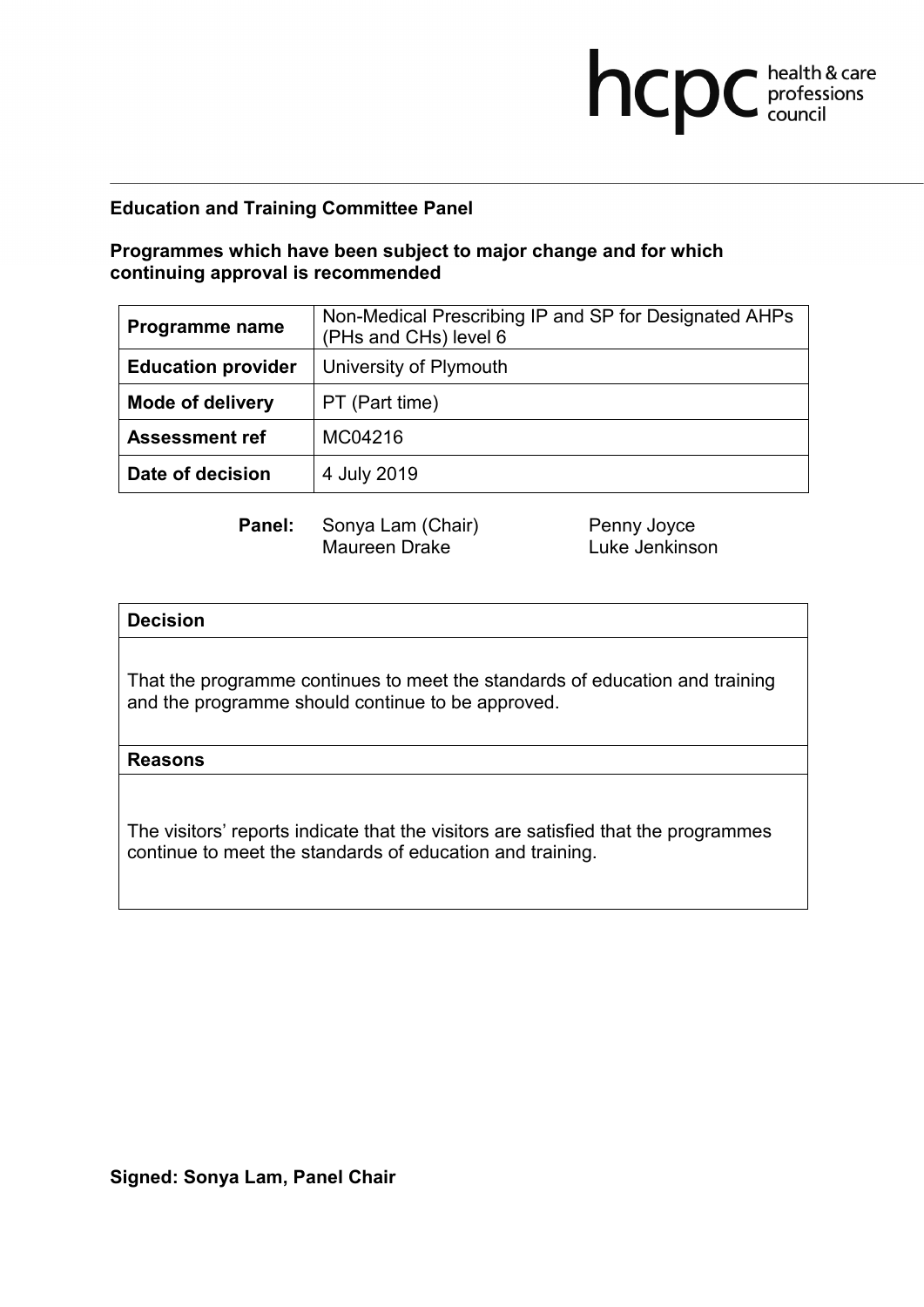**Education and Training Committee Panel**

**Programmes which have been subject to major change and for which continuing approval is recommended**

| **Programme name** | Non-Medical Prescribing IP and SP for Designated AHPs (PHs and CHs) level 6 |
|---|---|
| **Education provider** | University of Plymouth |
| **Mode of delivery** | PT (Part time) |
| **Assessment ref** | MC04216 |
| **Date of decision** | 4 July 2019 |

**Panel:** Sonya Lam (Chair), Maureen Drake, Penny Joyce, Luke Jenkinson

| **Decision** |
|---|
| That the programme continues to meet the standards of education and training and the programme should continue to be approved. |
| **Reasons** |
| The visitors' reports indicate that the visitors are satisfied that the programmes continue to meet the standards of education and training. |

**Signed: Sonya Lam, Panel Chair**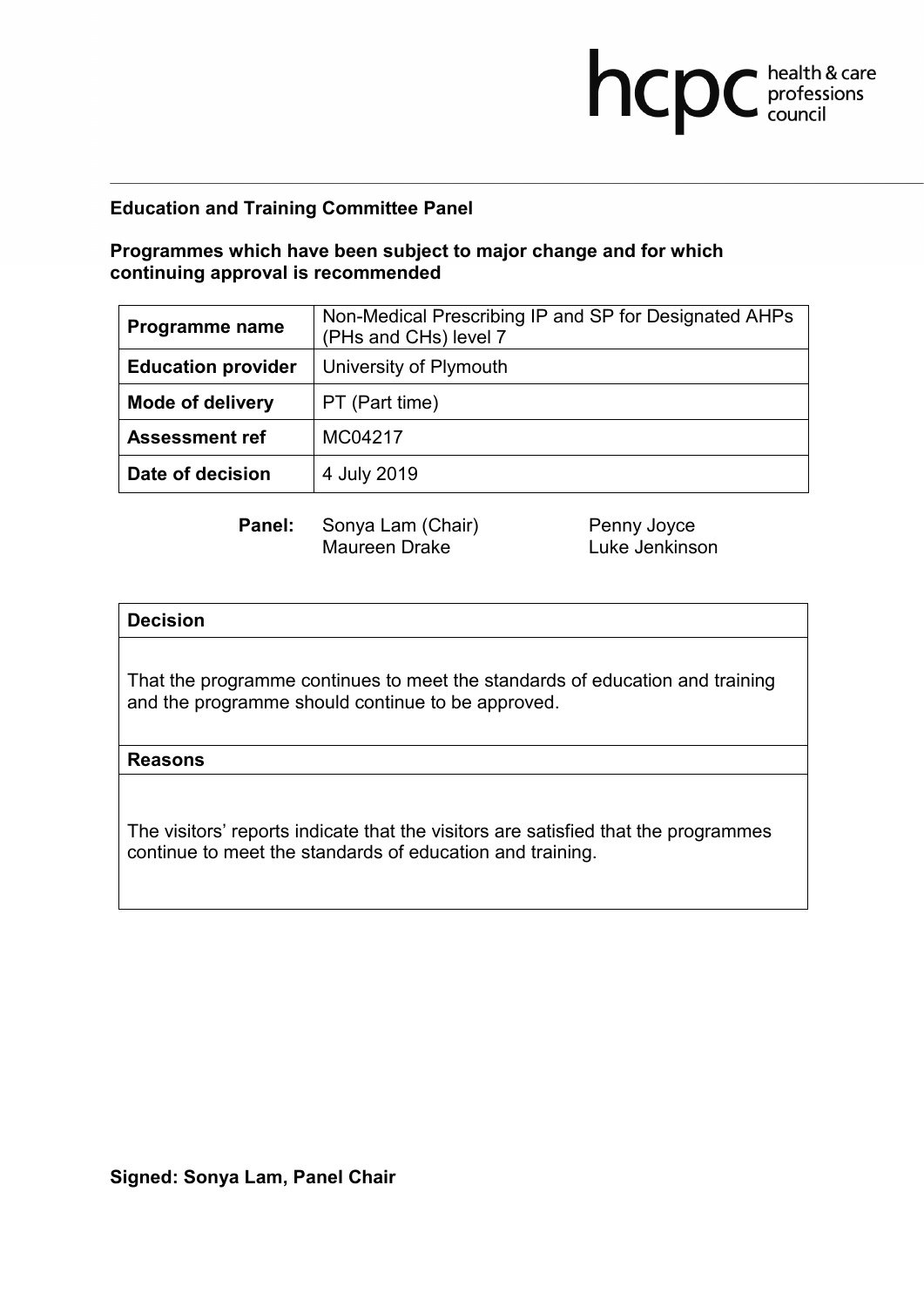**Education and Training Committee Panel**

**Programmes which have been subject to major change and for which continuing approval is recommended**

| **Programme name** | Non-Medical Prescribing IP and SP for Designated AHPs (PHs and CHs) level 7 |
| --- | --- |
| **Education provider** | University of Plymouth |
| **Mode of delivery** | PT (Part time) |
| **Assessment ref** | MC04217 |
| **Date of decision** | 4 July 2019 |

**Panel:** Sonya Lam (Chair), Penny Joyce, Maureen Drake, Luke Jenkinson

| **Decision** |
| --- |
| That the programme continues to meet the standards of education and training and the programme should continue to be approved. |
| **Reasons** |
| The visitors' reports indicate that the visitors are satisfied that the programmes continue to meet the standards of education and training. |

**Signed: Sonya Lam, Panel Chair**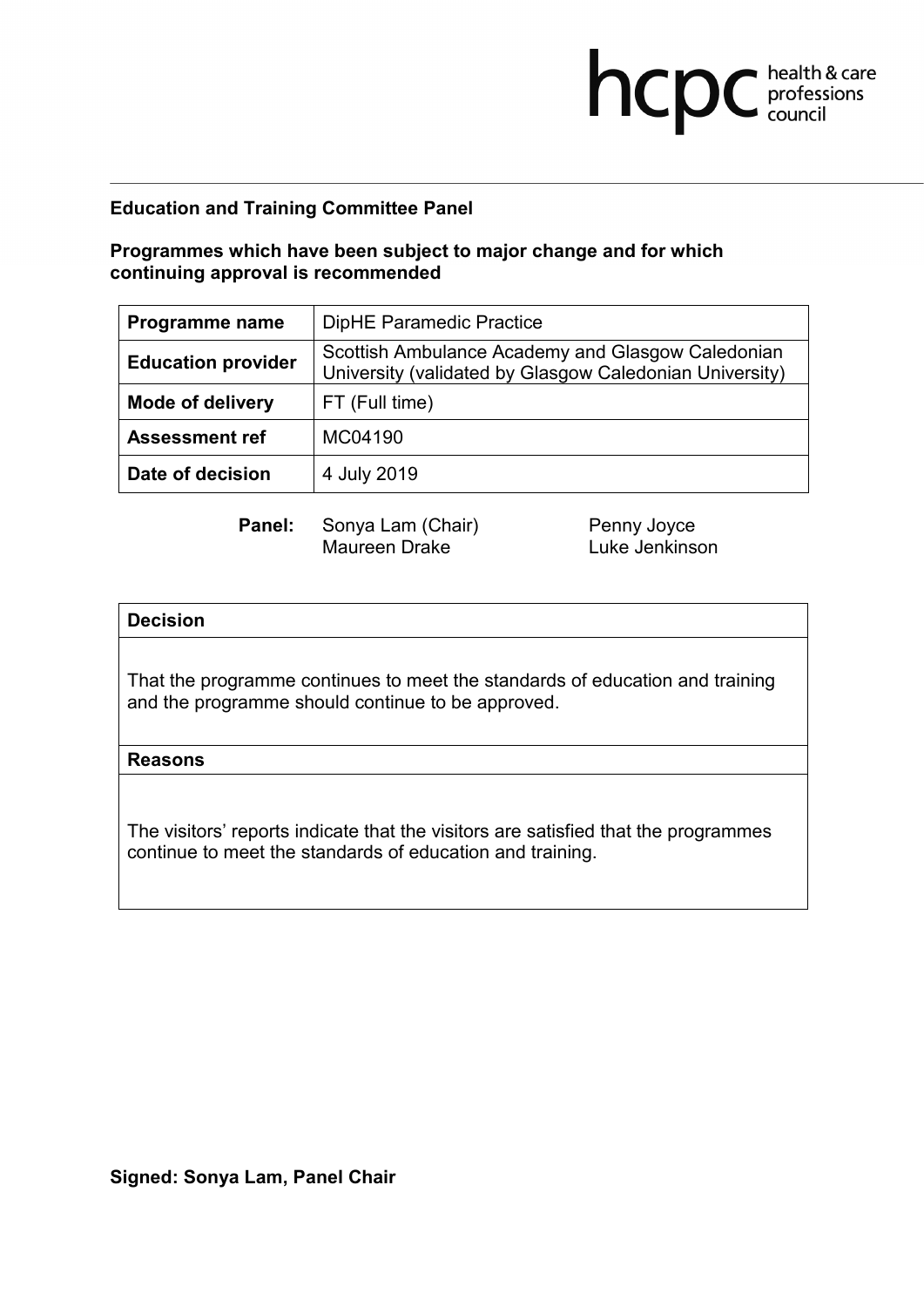**Education and Training Committee Panel**

**Programmes which have been subject to major change and for which continuing approval is recommended**

| **Programme name** | DipHE Paramedic Practice |
|---|---|
| **Education provider** | Scottish Ambulance Academy and Glasgow Caledonian University (validated by Glasgow Caledonian University) |
| **Mode of delivery** | FT (Full time) |
| **Assessment ref** | MC04190 |
| **Date of decision** | 4 July 2019 |

**Panel:** Sonya Lam (Chair), Maureen Drake, Penny Joyce, Luke Jenkinson

| **Decision** |
|---|
| That the programme continues to meet the standards of education and training and the programme should continue to be approved. |
| **Reasons** |
| The visitors' reports indicate that the visitors are satisfied that the programmes continue to meet the standards of education and training. |

**Signed: Sonya Lam, Panel Chair**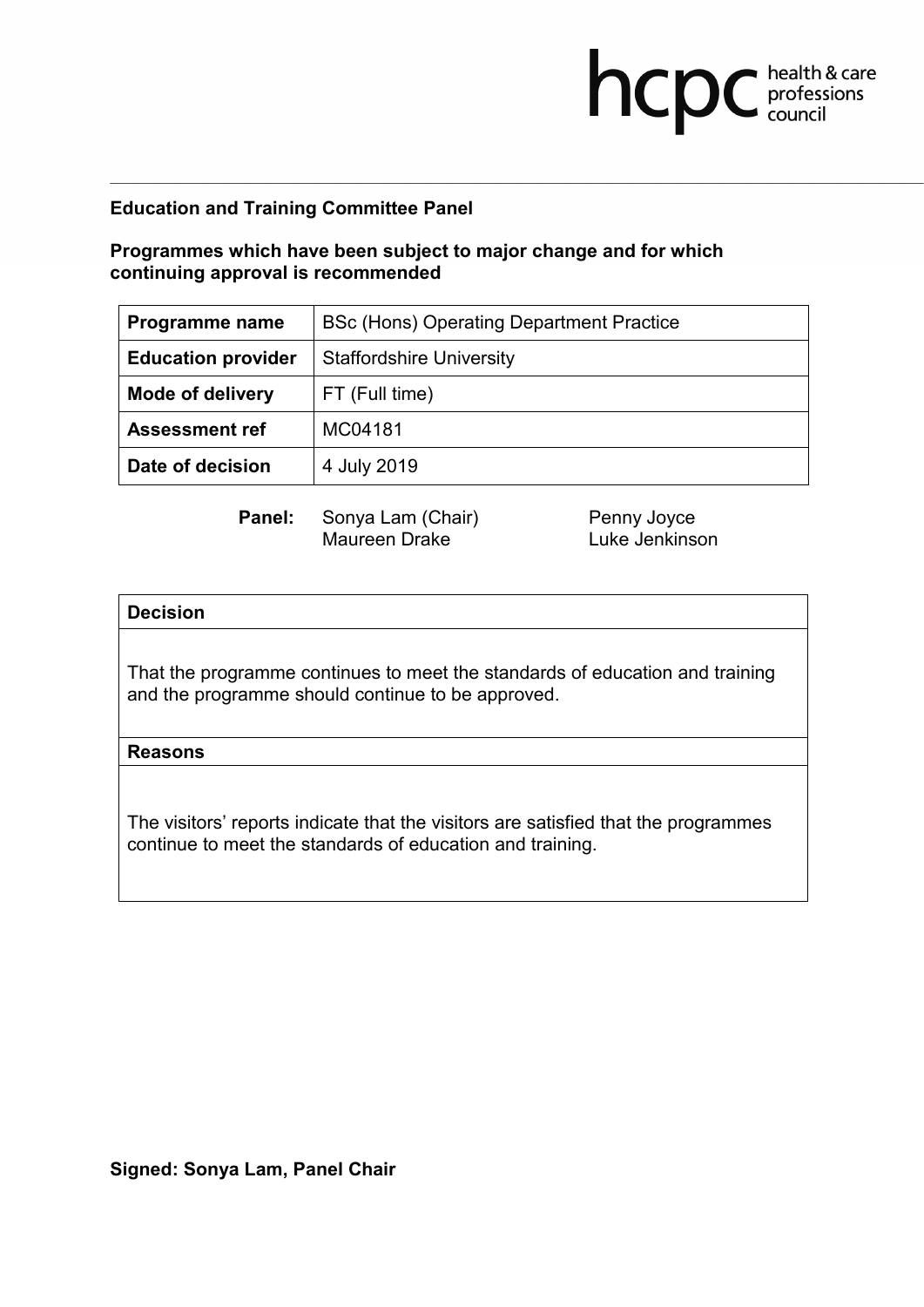**Education and Training Committee Panel**

**Programmes which have been subject to major change and for which continuing approval is recommended**

| | |
|---|---|
| **Programme name** | BSc (Hons) Operating Department Practice |
| **Education provider** | Staffordshire University |
| **Mode of delivery** | FT (Full time) |
| **Assessment ref** | MC04181 |
| **Date of decision** | 4 July 2019 |

**Panel:** Sonya Lam (Chair), Maureen Drake, Penny Joyce, Luke Jenkinson

| **Decision** |
|---|
| That the programme continues to meet the standards of education and training and the programme should continue to be approved. |
| **Reasons** |
| The visitors' reports indicate that the visitors are satisfied that the programmes continue to meet the standards of education and training. |

**Signed: Sonya Lam, Panel Chair**